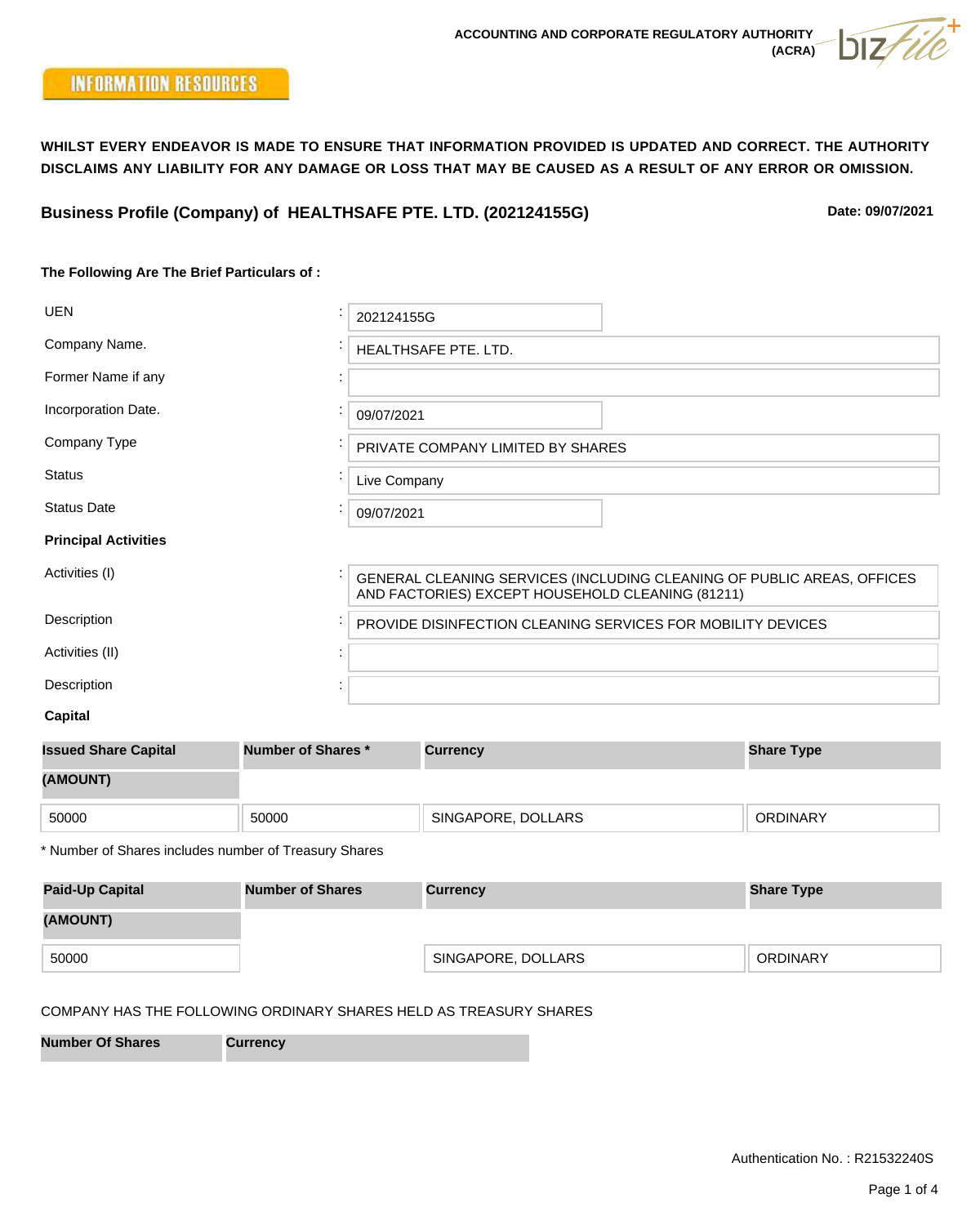ACCOUNTING AND CORPORATE REGULATORY AUTHORITY (ACRA)

INFORMATION RESOURCES

**WHILST EVERY ENDEAVOR IS MADE TO ENSURE THAT INFORMATION PROVIDED IS UPDATED AND CORRECT. THE AUTHORITY DISCLAIMS ANY LIABILITY FOR ANY DAMAGE OR LOSS THAT MAY BE CAUSED AS A RESULT OF ANY ERROR OR OMISSION.**

## Business Profile (Company) of HEALTHSAFE PTE. LTD. (202124155G)

**Date: 09/07/2021**

**The Following Are The Brief Particulars of :**

| | | |
|---|---|---|
| UEN | : | 202124155G |
| Company Name. | : | HEALTHSAFE PTE. LTD. |
| Former Name if any | : | |
| Incorporation Date. | : | 09/07/2021 |
| Company Type | : | PRIVATE COMPANY LIMITED BY SHARES |
| Status | : | Live Company |
| Status Date | : | 09/07/2021 |

**Principal Activities**

| | | |
|---|---|---|
| Activities (I) | : | GENERAL CLEANING SERVICES (INCLUDING CLEANING OF PUBLIC AREAS, OFFICES AND FACTORIES) EXCEPT HOUSEHOLD CLEANING (81211) |
| Description | : | PROVIDE DISINFECTION CLEANING SERVICES FOR MOBILITY DEVICES |
| Activities (II) | : | |
| Description | : | |

**Capital**

| Issued Share Capital (AMOUNT) | Number of Shares * | Currency | Share Type |
|---|---|---|---|
| 50000 | 50000 | SINGAPORE, DOLLARS | ORDINARY |

* Number of Shares includes number of Treasury Shares

| Paid-Up Capital (AMOUNT) | Number of Shares | Currency | Share Type |
|---|---|---|---|
| 50000 | | SINGAPORE, DOLLARS | ORDINARY |

COMPANY HAS THE FOLLOWING ORDINARY SHARES HELD AS TREASURY SHARES

| Number Of Shares | Currency |
|---|---|

Authentication No. : R21532240S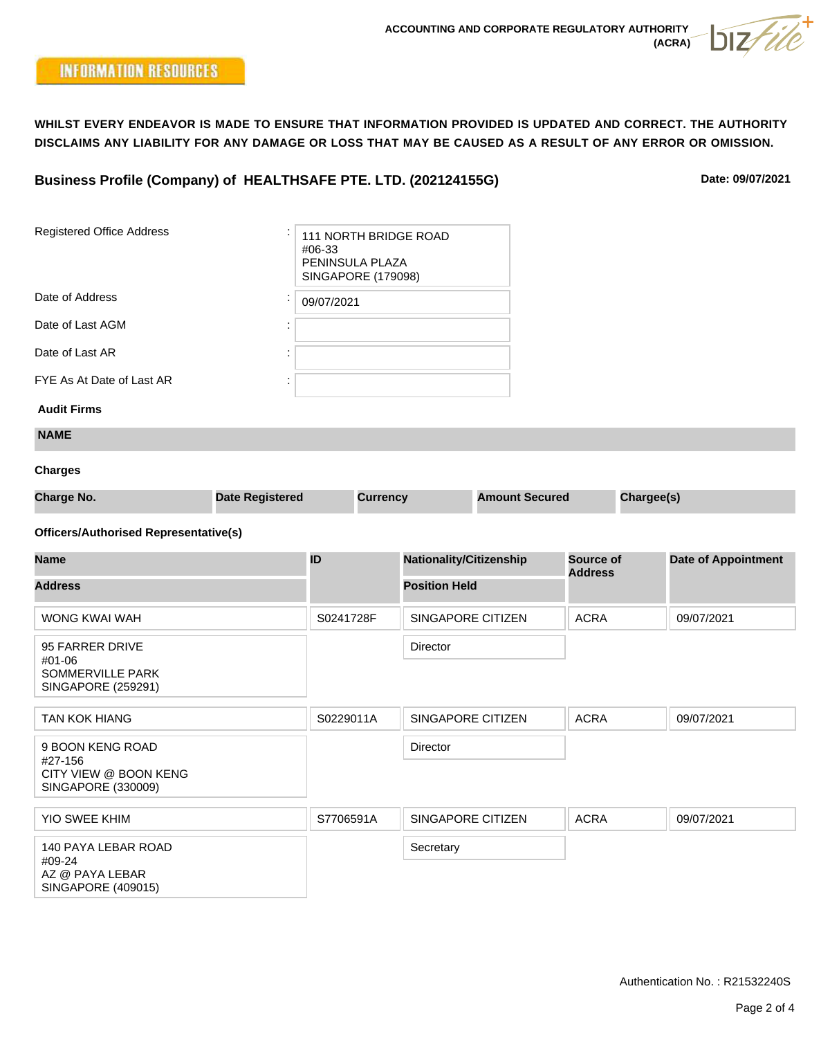ACCOUNTING AND CORPORATE REGULATORY AUTHORITY (ACRA)

INFORMATION RESOURCES

**WHILST EVERY ENDEAVOR IS MADE TO ENSURE THAT INFORMATION PROVIDED IS UPDATED AND CORRECT. THE AUTHORITY DISCLAIMS ANY LIABILITY FOR ANY DAMAGE OR LOSS THAT MAY BE CAUSED AS A RESULT OF ANY ERROR OR OMISSION.**

## Business Profile (Company) of HEALTHSAFE PTE. LTD. (202124155G)

**Date: 09/07/2021**

| | |
|---|---|
| Registered Office Address | 111 NORTH BRIDGE ROAD<br>#06-33<br>PENINSULA PLAZA<br>SINGAPORE (179098) |
| Date of Address | 09/07/2021 |
| Date of Last AGM | |
| Date of Last AR | |
| FYE As At Date of Last AR | |

**Audit Firms**

| NAME |
|---|

**Charges**

| Charge No. | Date Registered | Currency | Amount Secured | Chargee(s) |
|---|---|---|---|---|

**Officers/Authorised Representative(s)**

| Name / Address | ID | Nationality/Citizenship / Position Held | Source of Address | Date of Appointment |
|---|---|---|---|---|
| WONG KWAI WAH<br>95 FARRER DRIVE<br>#01-06<br>SOMMERVILLE PARK<br>SINGAPORE (259291) | S0241728F | SINGAPORE CITIZEN<br>Director | ACRA | 09/07/2021 |
| TAN KOK HIANG<br>9 BOON KENG ROAD<br>#27-156<br>CITY VIEW @ BOON KENG<br>SINGAPORE (330009) | S0229011A | SINGAPORE CITIZEN<br>Director | ACRA | 09/07/2021 |
| YIO SWEE KHIM<br>140 PAYA LEBAR ROAD<br>#09-24<br>AZ @ PAYA LEBAR<br>SINGAPORE (409015) | S7706591A | SINGAPORE CITIZEN<br>Secretary | ACRA | 09/07/2021 |

Authentication No. : R21532240S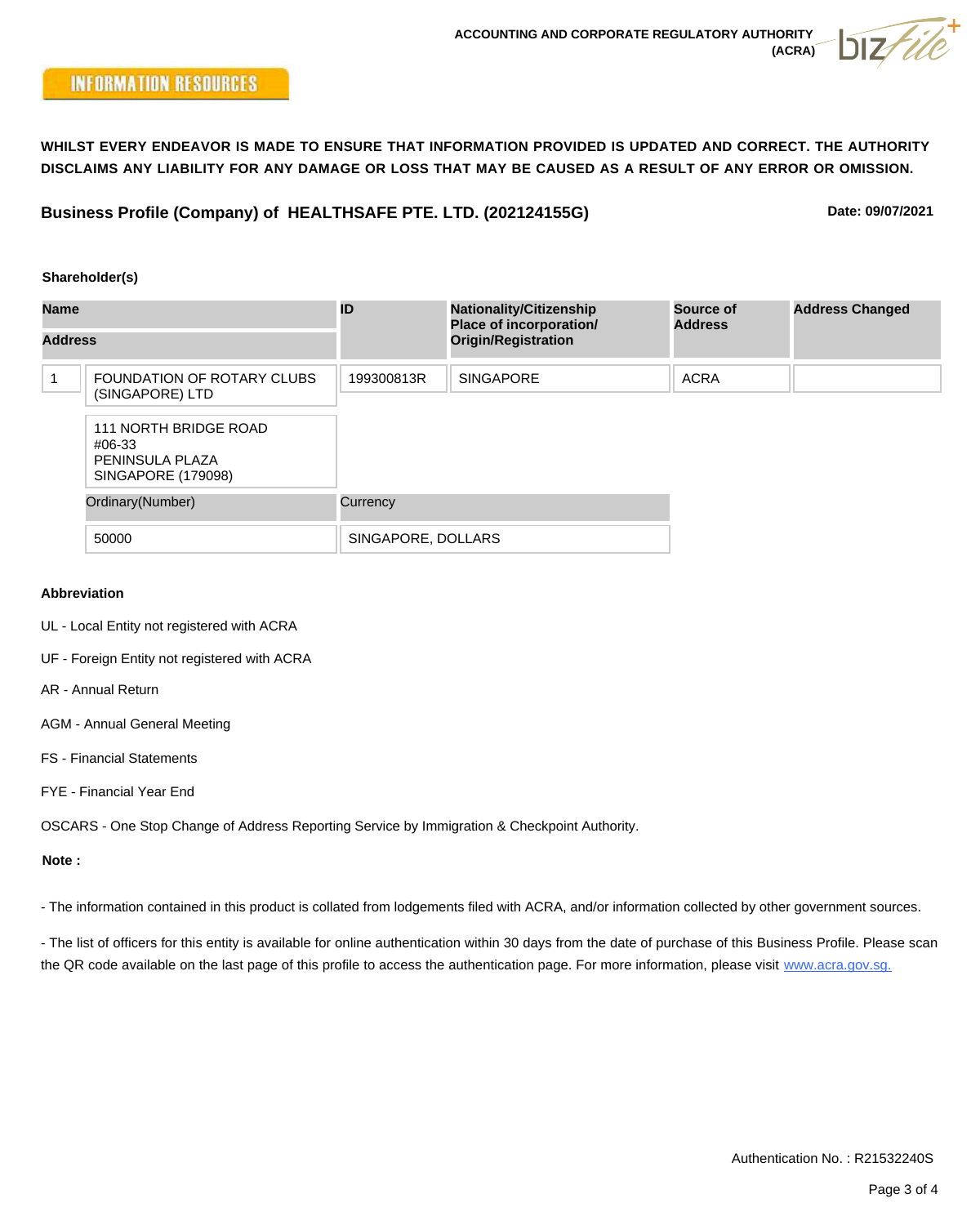**ACCOUNTING AND CORPORATE REGULATORY AUTHORITY (ACRA)**

**INFORMATION RESOURCES**

**WHILST EVERY ENDEAVOR IS MADE TO ENSURE THAT INFORMATION PROVIDED IS UPDATED AND CORRECT. THE AUTHORITY DISCLAIMS ANY LIABILITY FOR ANY DAMAGE OR LOSS THAT MAY BE CAUSED AS A RESULT OF ANY ERROR OR OMISSION.**

## Business Profile (Company) of HEALTHSAFE PTE. LTD. (202124155G)

**Date: 09/07/2021**

### Shareholder(s)

| | Name / Address | ID | Nationality/Citizenship Place of incorporation/ Origin/Registration | Source of Address | Address Changed |
|---|---|---|---|---|---|
| 1 | FOUNDATION OF ROTARY CLUBS (SINGAPORE) LTD | 199300813R | SINGAPORE | ACRA | |
| | 111 NORTH BRIDGE ROAD #06-33 PENINSULA PLAZA SINGAPORE (179098) | | | | |
| | **Ordinary(Number)** | **Currency** | | | |
| | 50000 | SINGAPORE, DOLLARS | | | |

### Abbreviation

UL - Local Entity not registered with ACRA

UF - Foreign Entity not registered with ACRA

AR - Annual Return

AGM - Annual General Meeting

FS - Financial Statements

FYE - Financial Year End

OSCARS - One Stop Change of Address Reporting Service by Immigration & Checkpoint Authority.

**Note :**

- The information contained in this product is collated from lodgements filed with ACRA, and/or information collected by other government sources.

- The list of officers for this entity is available for online authentication within 30 days from the date of purchase of this Business Profile. Please scan the QR code available on the last page of this profile to access the authentication page. For more information, please visit www.acra.gov.sg.

Authentication No. : R21532240S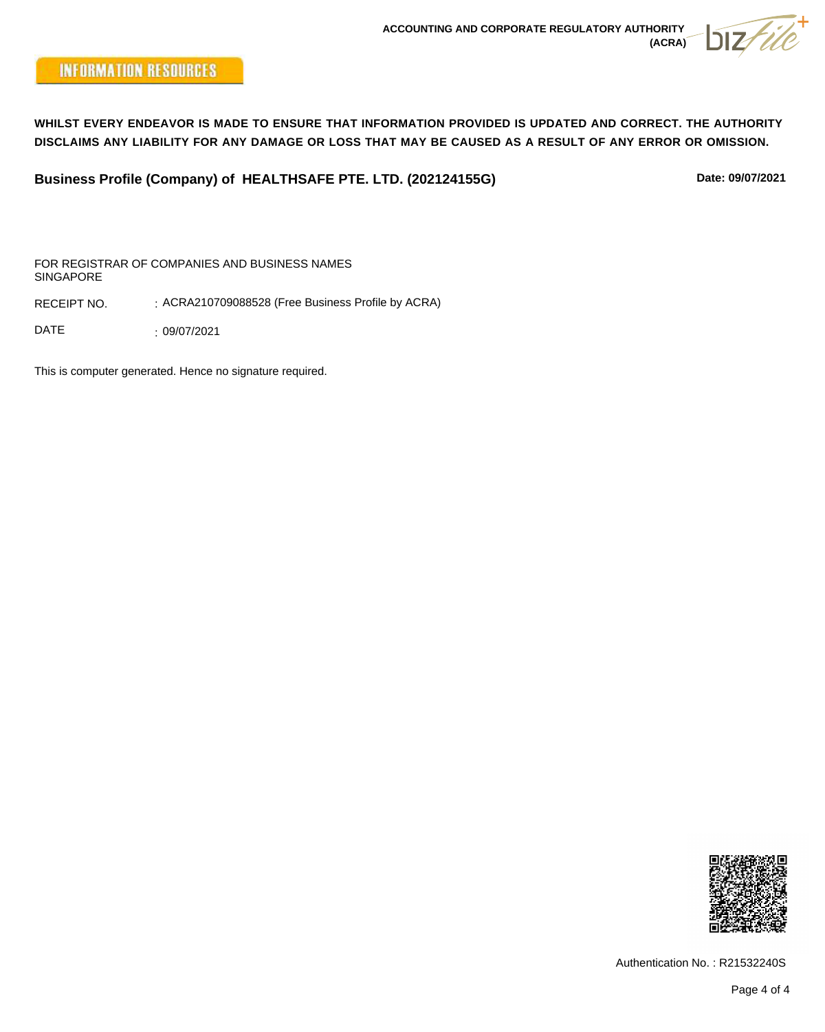ACCOUNTING AND CORPORATE REGULATORY AUTHORITY
(ACRA)

INFORMATION RESOURCES

**WHILST EVERY ENDEAVOR IS MADE TO ENSURE THAT INFORMATION PROVIDED IS UPDATED AND CORRECT. THE AUTHORITY DISCLAIMS ANY LIABILITY FOR ANY DAMAGE OR LOSS THAT MAY BE CAUSED AS A RESULT OF ANY ERROR OR OMISSION.**

**Business Profile (Company) of HEALTHSAFE PTE. LTD. (202124155G)**

**Date: 09/07/2021**

FOR REGISTRAR OF COMPANIES AND BUSINESS NAMES
SINGAPORE

RECEIPT NO. : ACRA210709088528 (Free Business Profile by ACRA)

DATE : 09/07/2021

This is computer generated. Hence no signature required.

Authentication No. : R21532240S